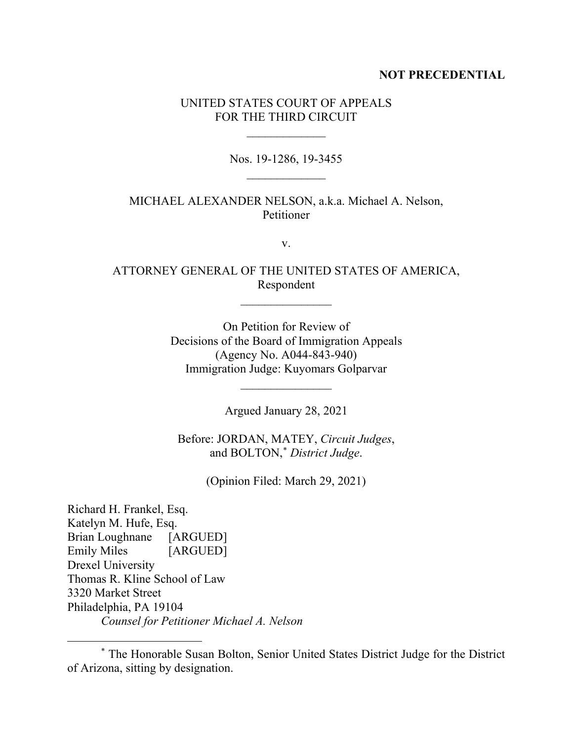**NOT PRECEDENTIAL**

UNITED STATES COURT OF APPEALS
FOR THE THIRD CIRCUIT

\_\_\_\_\_\_\_\_\_\_\_\_\_

Nos. 19-1286, 19-3455

\_\_\_\_\_\_\_\_\_\_\_\_\_

MICHAEL ALEXANDER NELSON, a.k.a. Michael A. Nelson,
Petitioner

v.

ATTORNEY GENERAL OF THE UNITED STATES OF AMERICA,
Respondent

\_\_\_\_\_\_\_\_\_\_\_\_\_\_\_

On Petition for Review of
Decisions of the Board of Immigration Appeals
(Agency No. A044-843-940)
Immigration Judge: Kuyomars Golparvar

\_\_\_\_\_\_\_\_\_\_\_\_\_\_\_

Argued January 28, 2021

Before: JORDAN, MATEY, *Circuit Judges*,
and BOLTON,* *District Judge*.

(Opinion Filed: March 29, 2021)

Richard H. Frankel, Esq.
Katelyn M. Hufe, Esq.
Brian Loughnane [ARGUED]
Emily Miles [ARGUED]
Drexel University
Thomas R. Kline School of Law
3320 Market Street
Philadelphia, PA 19104
*Counsel for Petitioner Michael A. Nelson*

---

\* The Honorable Susan Bolton, Senior United States District Judge for the District of Arizona, sitting by designation.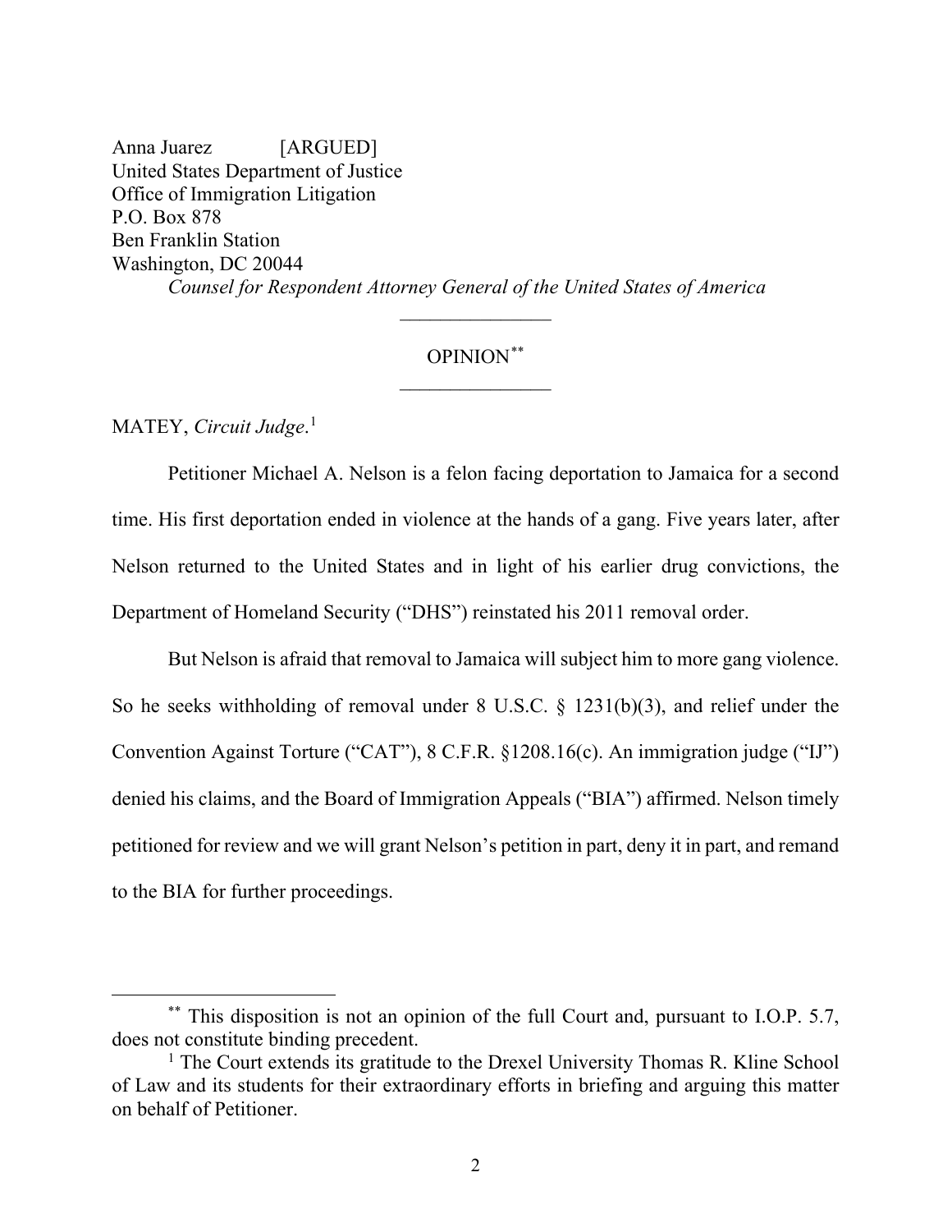Anna Juarez [ARGUED]
United States Department of Justice
Office of Immigration Litigation
P.O. Box 878
Ben Franklin Station
Washington, DC 20044

*Counsel for Respondent Attorney General of the United States of America*

---

OPINION[**]

---

MATEY, *Circuit Judge*.[1]

Petitioner Michael A. Nelson is a felon facing deportation to Jamaica for a second time. His first deportation ended in violence at the hands of a gang. Five years later, after Nelson returned to the United States and in light of his earlier drug convictions, the Department of Homeland Security ("DHS") reinstated his 2011 removal order.

But Nelson is afraid that removal to Jamaica will subject him to more gang violence. So he seeks withholding of removal under 8 U.S.C. § 1231(b)(3), and relief under the Convention Against Torture ("CAT"), 8 C.F.R. §1208.16(c). An immigration judge ("IJ") denied his claims, and the Board of Immigration Appeals ("BIA") affirmed. Nelson timely petitioned for review and we will grant Nelson's petition in part, deny it in part, and remand to the BIA for further proceedings.

[**] This disposition is not an opinion of the full Court and, pursuant to I.O.P. 5.7, does not constitute binding precedent.

[1] The Court extends its gratitude to the Drexel University Thomas R. Kline School of Law and its students for their extraordinary efforts in briefing and arguing this matter on behalf of Petitioner.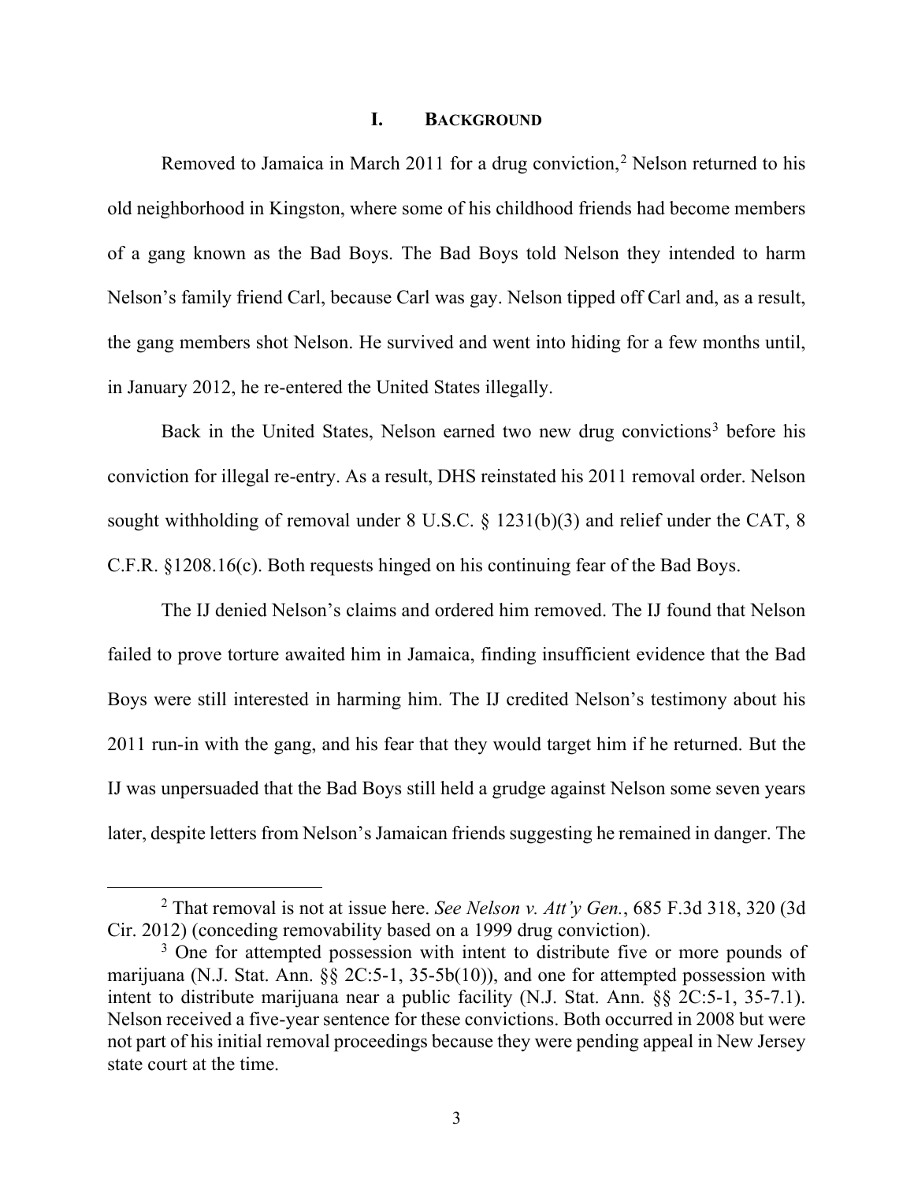# I. BACKGROUND

Removed to Jamaica in March 2011 for a drug conviction,[2] Nelson returned to his old neighborhood in Kingston, where some of his childhood friends had become members of a gang known as the Bad Boys. The Bad Boys told Nelson they intended to harm Nelson's family friend Carl, because Carl was gay. Nelson tipped off Carl and, as a result, the gang members shot Nelson. He survived and went into hiding for a few months until, in January 2012, he re-entered the United States illegally.

Back in the United States, Nelson earned two new drug convictions[3] before his conviction for illegal re-entry. As a result, DHS reinstated his 2011 removal order. Nelson sought withholding of removal under 8 U.S.C. § 1231(b)(3) and relief under the CAT, 8 C.F.R. §1208.16(c). Both requests hinged on his continuing fear of the Bad Boys.

The IJ denied Nelson's claims and ordered him removed. The IJ found that Nelson failed to prove torture awaited him in Jamaica, finding insufficient evidence that the Bad Boys were still interested in harming him. The IJ credited Nelson's testimony about his 2011 run-in with the gang, and his fear that they would target him if he returned. But the IJ was unpersuaded that the Bad Boys still held a grudge against Nelson some seven years later, despite letters from Nelson's Jamaican friends suggesting he remained in danger. The

---

[2] That removal is not at issue here. *See Nelson v. Att'y Gen.*, 685 F.3d 318, 320 (3d Cir. 2012) (conceding removability based on a 1999 drug conviction).

[3] One for attempted possession with intent to distribute five or more pounds of marijuana (N.J. Stat. Ann. §§ 2C:5-1, 35-5b(10)), and one for attempted possession with intent to distribute marijuana near a public facility (N.J. Stat. Ann. §§ 2C:5-1, 35-7.1). Nelson received a five-year sentence for these convictions. Both occurred in 2008 but were not part of his initial removal proceedings because they were pending appeal in New Jersey state court at the time.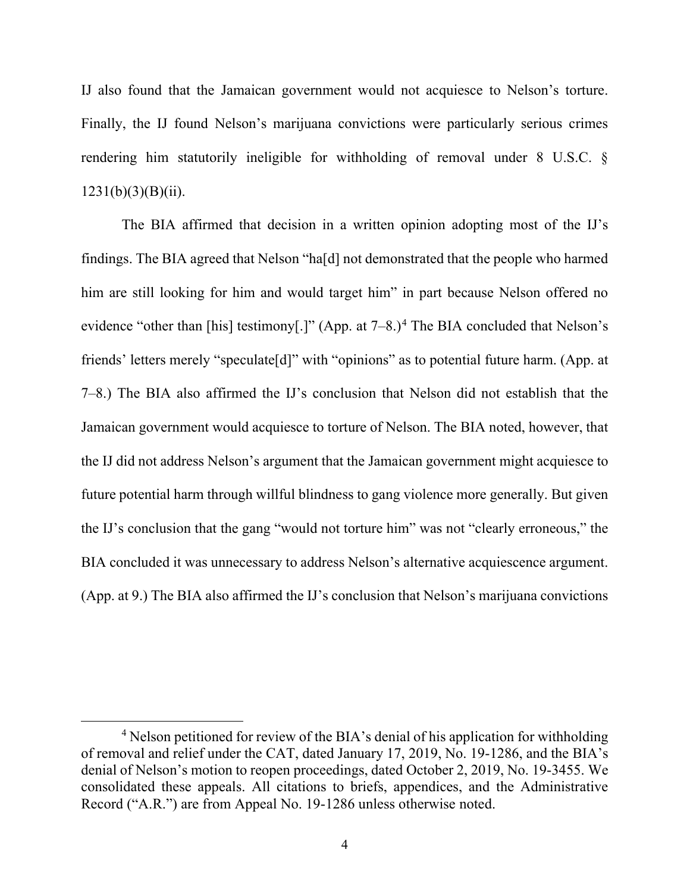IJ also found that the Jamaican government would not acquiesce to Nelson's torture. Finally, the IJ found Nelson's marijuana convictions were particularly serious crimes rendering him statutorily ineligible for withholding of removal under 8 U.S.C. § 1231(b)(3)(B)(ii).

The BIA affirmed that decision in a written opinion adopting most of the IJ's findings. The BIA agreed that Nelson "ha[d] not demonstrated that the people who harmed him are still looking for him and would target him" in part because Nelson offered no evidence "other than [his] testimony[.]" (App. at 7–8.)[4] The BIA concluded that Nelson's friends' letters merely "speculate[d]" with "opinions" as to potential future harm. (App. at 7–8.) The BIA also affirmed the IJ's conclusion that Nelson did not establish that the Jamaican government would acquiesce to torture of Nelson. The BIA noted, however, that the IJ did not address Nelson's argument that the Jamaican government might acquiesce to future potential harm through willful blindness to gang violence more generally. But given the IJ's conclusion that the gang "would not torture him" was not "clearly erroneous," the BIA concluded it was unnecessary to address Nelson's alternative acquiescence argument. (App. at 9.) The BIA also affirmed the IJ's conclusion that Nelson's marijuana convictions

[4] Nelson petitioned for review of the BIA's denial of his application for withholding of removal and relief under the CAT, dated January 17, 2019, No. 19-1286, and the BIA's denial of Nelson's motion to reopen proceedings, dated October 2, 2019, No. 19-3455. We consolidated these appeals. All citations to briefs, appendices, and the Administrative Record ("A.R.") are from Appeal No. 19-1286 unless otherwise noted.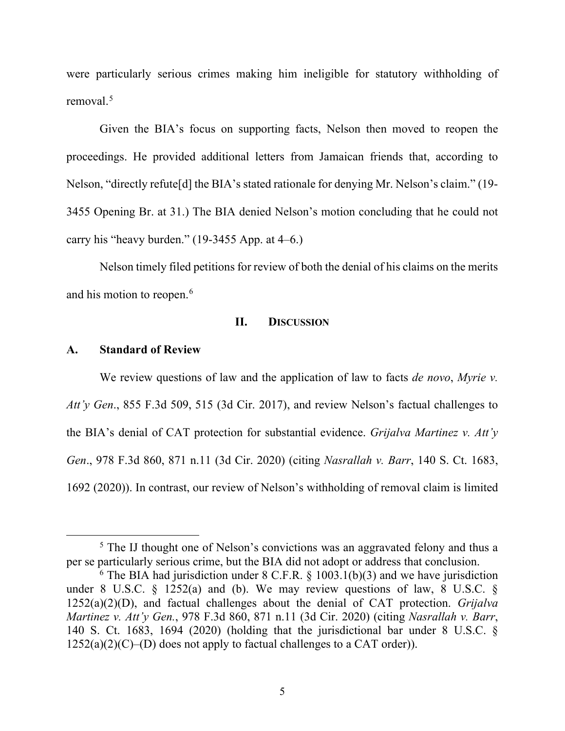were particularly serious crimes making him ineligible for statutory withholding of removal.[5]

Given the BIA's focus on supporting facts, Nelson then moved to reopen the proceedings. He provided additional letters from Jamaican friends that, according to Nelson, "directly refute[d] the BIA's stated rationale for denying Mr. Nelson's claim." (19-3455 Opening Br. at 31.) The BIA denied Nelson's motion concluding that he could not carry his "heavy burden." (19-3455 App. at 4–6.)

Nelson timely filed petitions for review of both the denial of his claims on the merits and his motion to reopen.[6]

## II. DISCUSSION

### A. Standard of Review

We review questions of law and the application of law to facts *de novo*, *Myrie v. Att'y Gen*., 855 F.3d 509, 515 (3d Cir. 2017), and review Nelson's factual challenges to the BIA's denial of CAT protection for substantial evidence. *Grijalva Martinez v. Att'y Gen*., 978 F.3d 860, 871 n.11 (3d Cir. 2020) (citing *Nasrallah v. Barr*, 140 S. Ct. 1683, 1692 (2020)). In contrast, our review of Nelson's withholding of removal claim is limited

---

[5] The IJ thought one of Nelson's convictions was an aggravated felony and thus a per se particularly serious crime, but the BIA did not adopt or address that conclusion.

[6] The BIA had jurisdiction under 8 C.F.R. § 1003.1(b)(3) and we have jurisdiction under 8 U.S.C. § 1252(a) and (b). We may review questions of law, 8 U.S.C. § 1252(a)(2)(D), and factual challenges about the denial of CAT protection. *Grijalva Martinez v. Att'y Gen.*, 978 F.3d 860, 871 n.11 (3d Cir. 2020) (citing *Nasrallah v. Barr*, 140 S. Ct. 1683, 1694 (2020) (holding that the jurisdictional bar under 8 U.S.C. § 1252(a)(2)(C)–(D) does not apply to factual challenges to a CAT order)).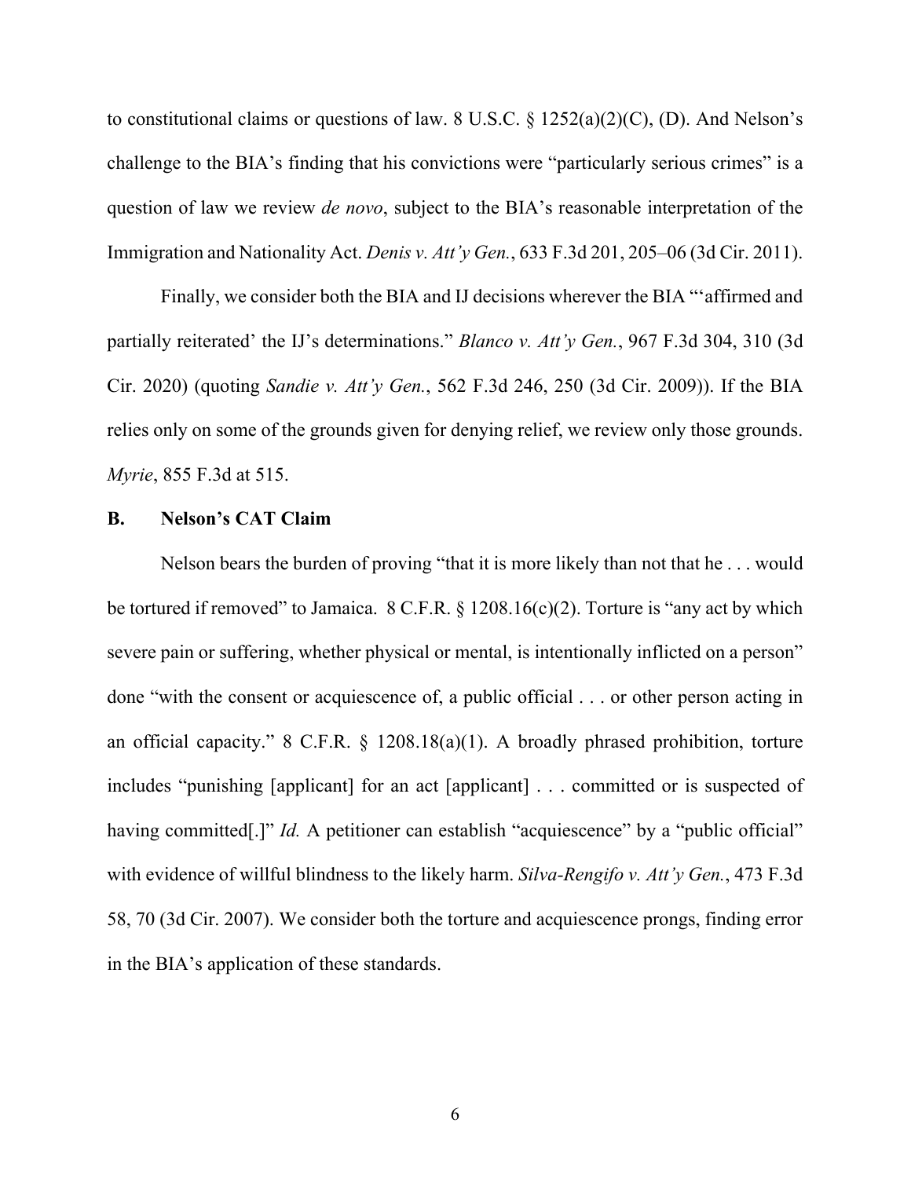to constitutional claims or questions of law. 8 U.S.C. § 1252(a)(2)(C), (D). And Nelson's challenge to the BIA's finding that his convictions were "particularly serious crimes" is a question of law we review *de novo*, subject to the BIA's reasonable interpretation of the Immigration and Nationality Act. *Denis v. Att'y Gen.*, 633 F.3d 201, 205–06 (3d Cir. 2011).

Finally, we consider both the BIA and IJ decisions wherever the BIA "'affirmed and partially reiterated' the IJ's determinations." *Blanco v. Att'y Gen.*, 967 F.3d 304, 310 (3d Cir. 2020) (quoting *Sandie v. Att'y Gen.*, 562 F.3d 246, 250 (3d Cir. 2009)). If the BIA relies only on some of the grounds given for denying relief, we review only those grounds. *Myrie*, 855 F.3d at 515.

### B. Nelson's CAT Claim

Nelson bears the burden of proving "that it is more likely than not that he . . . would be tortured if removed" to Jamaica. 8 C.F.R. § 1208.16(c)(2). Torture is "any act by which severe pain or suffering, whether physical or mental, is intentionally inflicted on a person" done "with the consent or acquiescence of, a public official . . . or other person acting in an official capacity." 8 C.F.R. § 1208.18(a)(1). A broadly phrased prohibition, torture includes "punishing [applicant] for an act [applicant] . . . committed or is suspected of having committed[.]" *Id.* A petitioner can establish "acquiescence" by a "public official" with evidence of willful blindness to the likely harm. *Silva-Rengifo v. Att'y Gen.*, 473 F.3d 58, 70 (3d Cir. 2007). We consider both the torture and acquiescence prongs, finding error in the BIA's application of these standards.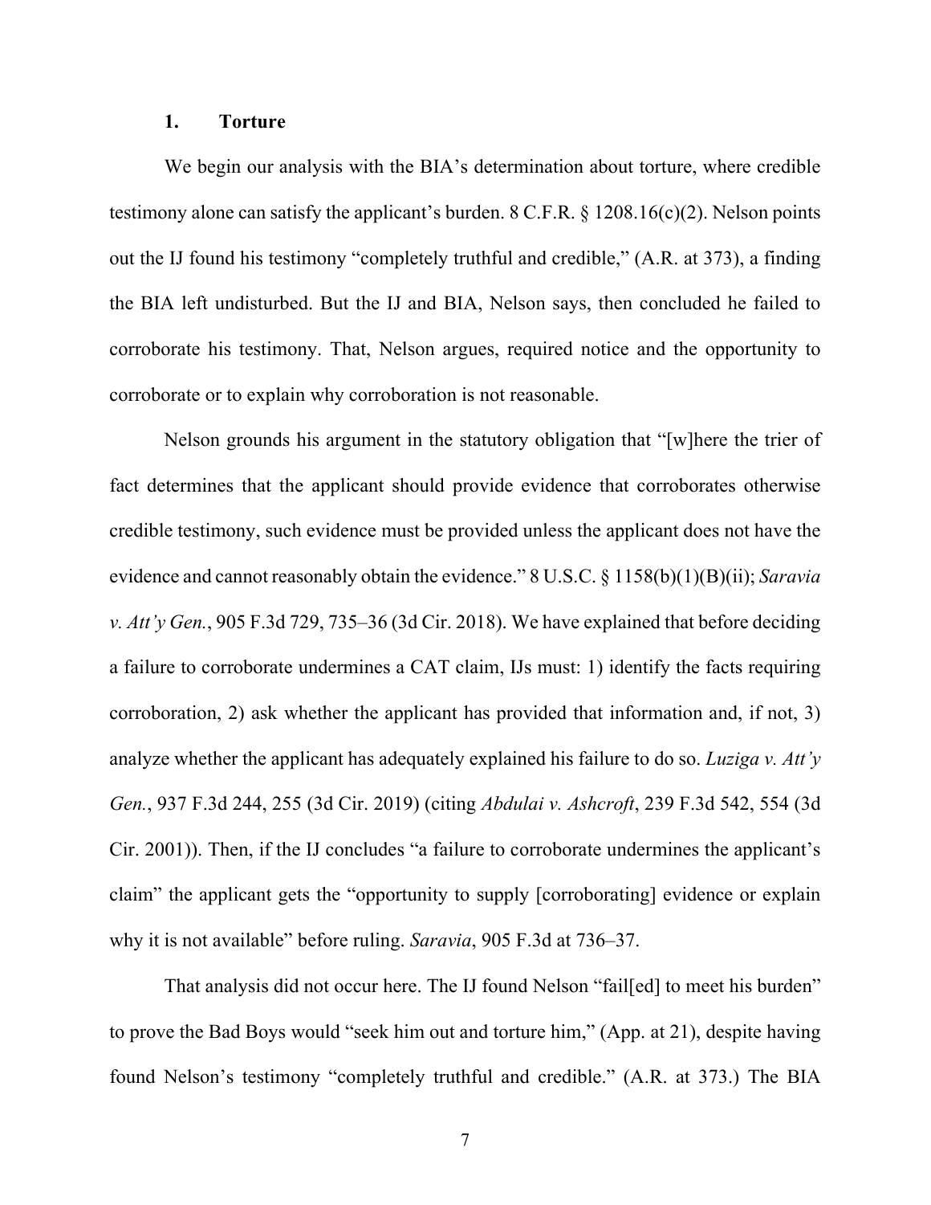### 1. Torture

We begin our analysis with the BIA's determination about torture, where credible testimony alone can satisfy the applicant's burden. 8 C.F.R. § 1208.16(c)(2). Nelson points out the IJ found his testimony "completely truthful and credible," (A.R. at 373), a finding the BIA left undisturbed. But the IJ and BIA, Nelson says, then concluded he failed to corroborate his testimony. That, Nelson argues, required notice and the opportunity to corroborate or to explain why corroboration is not reasonable.

Nelson grounds his argument in the statutory obligation that "[w]here the trier of fact determines that the applicant should provide evidence that corroborates otherwise credible testimony, such evidence must be provided unless the applicant does not have the evidence and cannot reasonably obtain the evidence." 8 U.S.C. § 1158(b)(1)(B)(ii); *Saravia v. Att'y Gen.*, 905 F.3d 729, 735–36 (3d Cir. 2018). We have explained that before deciding a failure to corroborate undermines a CAT claim, IJs must: 1) identify the facts requiring corroboration, 2) ask whether the applicant has provided that information and, if not, 3) analyze whether the applicant has adequately explained his failure to do so. *Luziga v. Att'y Gen.*, 937 F.3d 244, 255 (3d Cir. 2019) (citing *Abdulai v. Ashcroft*, 239 F.3d 542, 554 (3d Cir. 2001)). Then, if the IJ concludes "a failure to corroborate undermines the applicant's claim" the applicant gets the "opportunity to supply [corroborating] evidence or explain why it is not available" before ruling. *Saravia*, 905 F.3d at 736–37.

That analysis did not occur here. The IJ found Nelson "fail[ed] to meet his burden" to prove the Bad Boys would "seek him out and torture him," (App. at 21), despite having found Nelson's testimony "completely truthful and credible." (A.R. at 373.) The BIA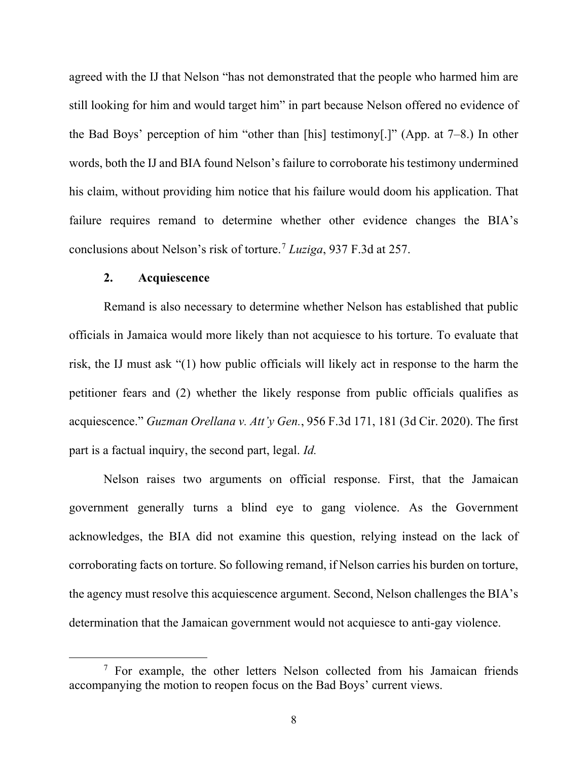agreed with the IJ that Nelson "has not demonstrated that the people who harmed him are still looking for him and would target him" in part because Nelson offered no evidence of the Bad Boys' perception of him "other than [his] testimony[.]" (App. at 7–8.) In other words, both the IJ and BIA found Nelson's failure to corroborate his testimony undermined his claim, without providing him notice that his failure would doom his application. That failure requires remand to determine whether other evidence changes the BIA's conclusions about Nelson's risk of torture.[7] *Luziga*, 937 F.3d at 257.

### 2. Acquiescence

Remand is also necessary to determine whether Nelson has established that public officials in Jamaica would more likely than not acquiesce to his torture. To evaluate that risk, the IJ must ask "(1) how public officials will likely act in response to the harm the petitioner fears and (2) whether the likely response from public officials qualifies as acquiescence." *Guzman Orellana v. Att'y Gen.*, 956 F.3d 171, 181 (3d Cir. 2020). The first part is a factual inquiry, the second part, legal. *Id.*

Nelson raises two arguments on official response. First, that the Jamaican government generally turns a blind eye to gang violence. As the Government acknowledges, the BIA did not examine this question, relying instead on the lack of corroborating facts on torture. So following remand, if Nelson carries his burden on torture, the agency must resolve this acquiescence argument. Second, Nelson challenges the BIA's determination that the Jamaican government would not acquiesce to anti-gay violence.

---

[7] For example, the other letters Nelson collected from his Jamaican friends accompanying the motion to reopen focus on the Bad Boys' current views.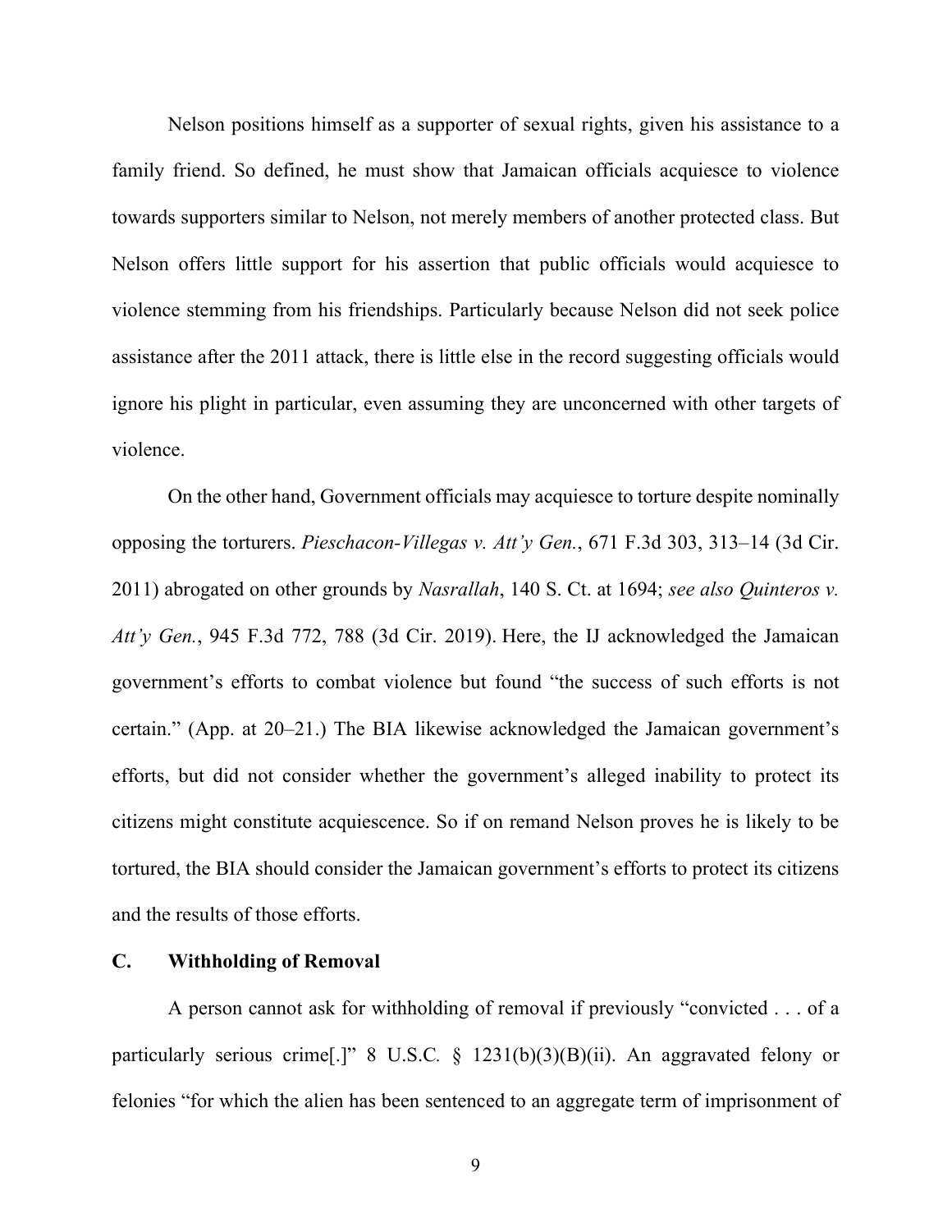Nelson positions himself as a supporter of sexual rights, given his assistance to a family friend. So defined, he must show that Jamaican officials acquiesce to violence towards supporters similar to Nelson, not merely members of another protected class. But Nelson offers little support for his assertion that public officials would acquiesce to violence stemming from his friendships. Particularly because Nelson did not seek police assistance after the 2011 attack, there is little else in the record suggesting officials would ignore his plight in particular, even assuming they are unconcerned with other targets of violence.

On the other hand, Government officials may acquiesce to torture despite nominally opposing the torturers. *Pieschacon-Villegas v. Att'y Gen.*, 671 F.3d 303, 313–14 (3d Cir. 2011) abrogated on other grounds by *Nasrallah*, 140 S. Ct. at 1694; *see also Quinteros v. Att'y Gen.*, 945 F.3d 772, 788 (3d Cir. 2019). Here, the IJ acknowledged the Jamaican government's efforts to combat violence but found "the success of such efforts is not certain." (App. at 20–21.) The BIA likewise acknowledged the Jamaican government's efforts, but did not consider whether the government's alleged inability to protect its citizens might constitute acquiescence. So if on remand Nelson proves he is likely to be tortured, the BIA should consider the Jamaican government's efforts to protect its citizens and the results of those efforts.

### C. Withholding of Removal

A person cannot ask for withholding of removal if previously "convicted . . . of a particularly serious crime[.]" 8 U.S.C. § 1231(b)(3)(B)(ii). An aggravated felony or felonies "for which the alien has been sentenced to an aggregate term of imprisonment of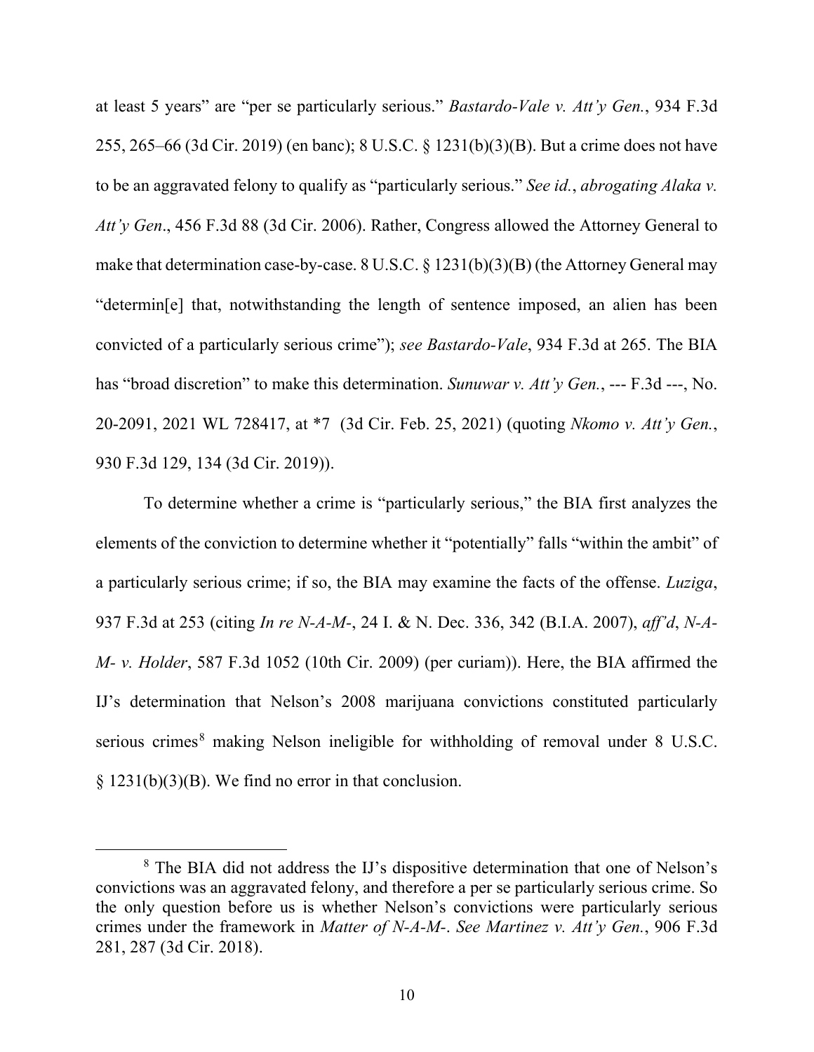at least 5 years" are "per se particularly serious." *Bastardo-Vale v. Att'y Gen.*, 934 F.3d 255, 265–66 (3d Cir. 2019) (en banc); 8 U.S.C. § 1231(b)(3)(B). But a crime does not have to be an aggravated felony to qualify as "particularly serious." *See id.*, *abrogating Alaka v. Att'y Gen*., 456 F.3d 88 (3d Cir. 2006). Rather, Congress allowed the Attorney General to make that determination case-by-case. 8 U.S.C. § 1231(b)(3)(B) (the Attorney General may "determin[e] that, notwithstanding the length of sentence imposed, an alien has been convicted of a particularly serious crime"); *see Bastardo-Vale*, 934 F.3d at 265. The BIA has "broad discretion" to make this determination. *Sunuwar v. Att'y Gen.*, --- F.3d ---, No. 20-2091, 2021 WL 728417, at *7 (3d Cir. Feb. 25, 2021) (quoting *Nkomo v. Att'y Gen.*, 930 F.3d 129, 134 (3d Cir. 2019)).

To determine whether a crime is "particularly serious," the BIA first analyzes the elements of the conviction to determine whether it "potentially" falls "within the ambit" of a particularly serious crime; if so, the BIA may examine the facts of the offense. *Luziga*, 937 F.3d at 253 (citing *In re N-A-M-*, 24 I. & N. Dec. 336, 342 (B.I.A. 2007), *aff'd*, *N-A-M- v. Holder*, 587 F.3d 1052 (10th Cir. 2009) (per curiam)). Here, the BIA affirmed the IJ's determination that Nelson's 2008 marijuana convictions constituted particularly serious crimes[8] making Nelson ineligible for withholding of removal under 8 U.S.C. § 1231(b)(3)(B). We find no error in that conclusion.

---

[8] The BIA did not address the IJ's dispositive determination that one of Nelson's convictions was an aggravated felony, and therefore a per se particularly serious crime. So the only question before us is whether Nelson's convictions were particularly serious crimes under the framework in *Matter of N-A-M-*. *See Martinez v. Att'y Gen.*, 906 F.3d 281, 287 (3d Cir. 2018).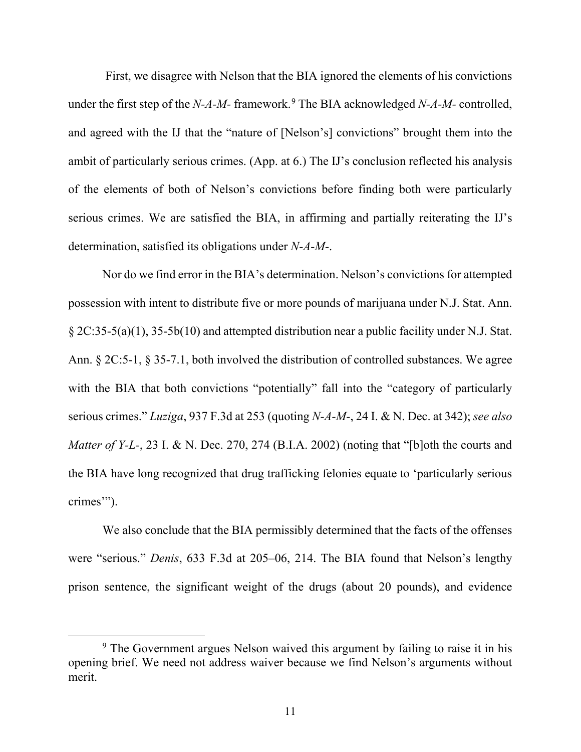First, we disagree with Nelson that the BIA ignored the elements of his convictions under the first step of the *N-A-M-* framework.[9] The BIA acknowledged *N-A-M-* controlled, and agreed with the IJ that the "nature of [Nelson's] convictions" brought them into the ambit of particularly serious crimes. (App. at 6.) The IJ's conclusion reflected his analysis of the elements of both of Nelson's convictions before finding both were particularly serious crimes. We are satisfied the BIA, in affirming and partially reiterating the IJ's determination, satisfied its obligations under *N-A-M-*.

Nor do we find error in the BIA's determination. Nelson's convictions for attempted possession with intent to distribute five or more pounds of marijuana under N.J. Stat. Ann. § 2C:35-5(a)(1), 35-5b(10) and attempted distribution near a public facility under N.J. Stat. Ann. § 2C:5-1, § 35-7.1, both involved the distribution of controlled substances. We agree with the BIA that both convictions "potentially" fall into the "category of particularly serious crimes." *Luziga*, 937 F.3d at 253 (quoting *N-A-M-*, 24 I. & N. Dec. at 342); *see also Matter of Y-L-*, 23 I. & N. Dec. 270, 274 (B.I.A. 2002) (noting that "[b]oth the courts and the BIA have long recognized that drug trafficking felonies equate to 'particularly serious crimes'").

We also conclude that the BIA permissibly determined that the facts of the offenses were "serious." *Denis*, 633 F.3d at 205–06, 214. The BIA found that Nelson's lengthy prison sentence, the significant weight of the drugs (about 20 pounds), and evidence

---

[9] The Government argues Nelson waived this argument by failing to raise it in his opening brief. We need not address waiver because we find Nelson's arguments without merit.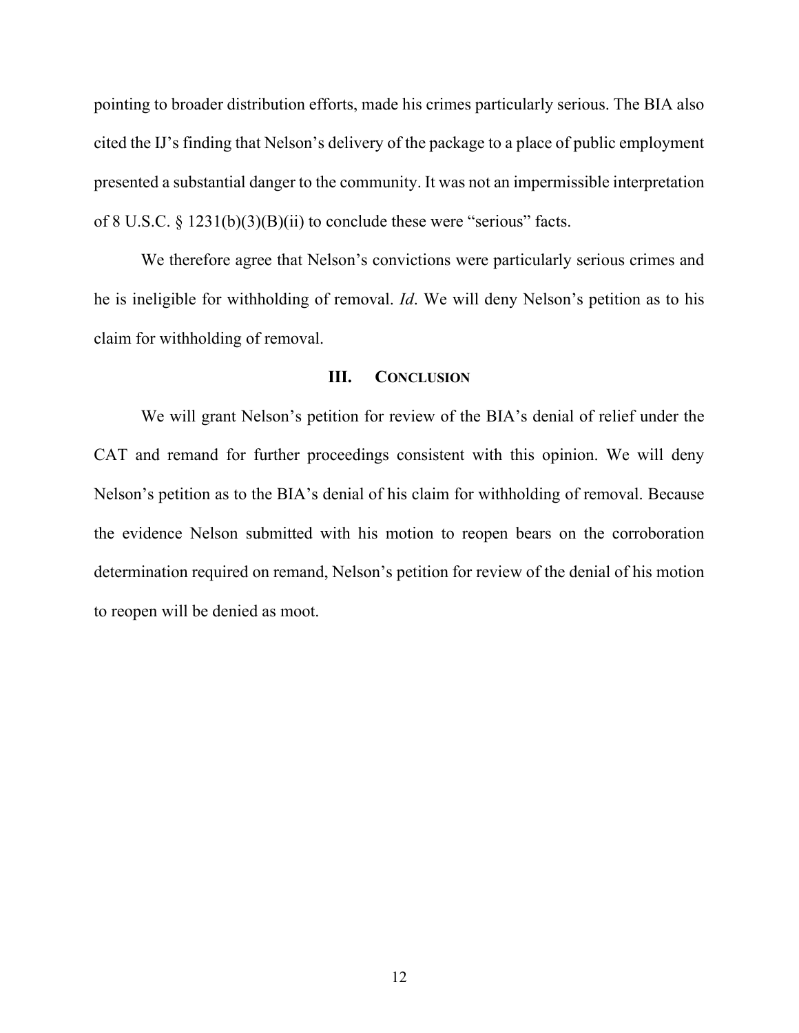pointing to broader distribution efforts, made his crimes particularly serious. The BIA also cited the IJ's finding that Nelson's delivery of the package to a place of public employment presented a substantial danger to the community. It was not an impermissible interpretation of 8 U.S.C. § 1231(b)(3)(B)(ii) to conclude these were "serious" facts.

We therefore agree that Nelson's convictions were particularly serious crimes and he is ineligible for withholding of removal. *Id*. We will deny Nelson's petition as to his claim for withholding of removal.

## III. CONCLUSION

We will grant Nelson's petition for review of the BIA's denial of relief under the CAT and remand for further proceedings consistent with this opinion. We will deny Nelson's petition as to the BIA's denial of his claim for withholding of removal. Because the evidence Nelson submitted with his motion to reopen bears on the corroboration determination required on remand, Nelson's petition for review of the denial of his motion to reopen will be denied as moot.